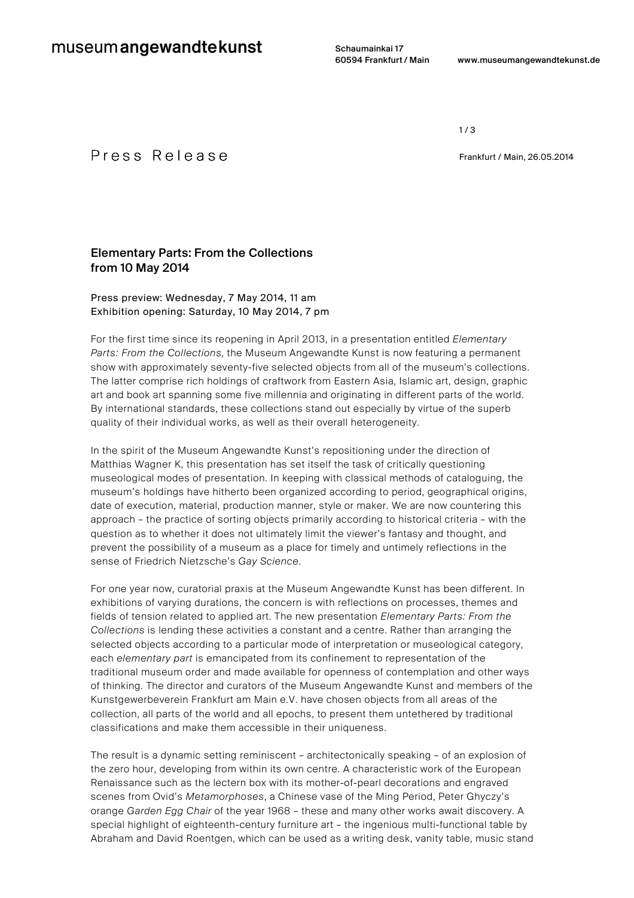museum**angewandtekunst**

Schaumainkai 17
60594 Frankfurt / Main

www.museumangewandtekunst.de

# Press Release

Frankfurt / Main, 26.05.2014

## Elementary Parts: From the Collections from 10 May 2014

Press preview: Wednesday, 7 May 2014, 11 am
Exhibition opening: Saturday, 10 May 2014, 7 pm

For the first time since its reopening in April 2013, in a presentation entitled *Elementary Parts: From the Collections*, the Museum Angewandte Kunst is now featuring a permanent show with approximately seventy-five selected objects from all of the museum's collections. The latter comprise rich holdings of craftwork from Eastern Asia, Islamic art, design, graphic art and book art spanning some five millennia and originating in different parts of the world. By international standards, these collections stand out especially by virtue of the superb quality of their individual works, as well as their overall heterogeneity.

In the spirit of the Museum Angewandte Kunst's repositioning under the direction of Matthias Wagner K, this presentation has set itself the task of critically questioning museological modes of presentation. In keeping with classical methods of cataloguing, the museum's holdings have hitherto been organized according to period, geographical origins, date of execution, material, production manner, style or maker. We are now countering this approach – the practice of sorting objects primarily according to historical criteria – with the question as to whether it does not ultimately limit the viewer's fantasy and thought, and prevent the possibility of a museum as a place for timely and untimely reflections in the sense of Friedrich Nietzsche's *Gay Science*.

For one year now, curatorial praxis at the Museum Angewandte Kunst has been different. In exhibitions of varying durations, the concern is with reflections on processes, themes and fields of tension related to applied art. The new presentation *Elementary Parts: From the Collections* is lending these activities a constant and a centre. Rather than arranging the selected objects according to a particular mode of interpretation or museological category, each *elementary part* is emancipated from its confinement to representation of the traditional museum order and made available for openness of contemplation and other ways of thinking. The director and curators of the Museum Angewandte Kunst and members of the Kunstgewerbeverein Frankfurt am Main e.V. have chosen objects from all areas of the collection, all parts of the world and all epochs, to present them untethered by traditional classifications and make them accessible in their uniqueness.

The result is a dynamic setting reminiscent – architectonically speaking – of an explosion of the zero hour, developing from within its own centre. A characteristic work of the European Renaissance such as the lectern box with its mother-of-pearl decorations and engraved scenes from Ovid's *Metamorphoses*, a Chinese vase of the Ming Period, Peter Ghyczy's orange *Garden Egg Chair* of the year 1968 – these and many other works await discovery. A special highlight of eighteenth-century furniture art – the ingenious multi-functional table by Abraham and David Roentgen, which can be used as a writing desk, vanity table, music stand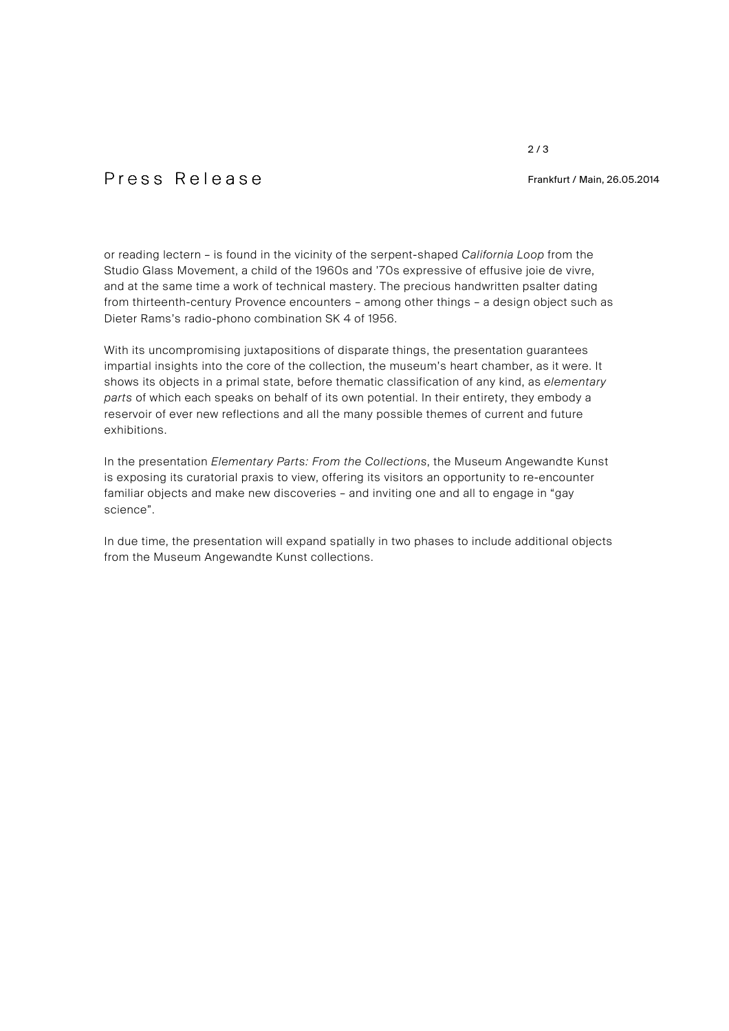or reading lectern – is found in the vicinity of the serpent-shaped *California Loop* from the Studio Glass Movement, a child of the 1960s and '70s expressive of effusive joie de vivre, and at the same time a work of technical mastery. The precious handwritten psalter dating from thirteenth-century Provence encounters – among other things – a design object such as Dieter Rams's radio-phono combination SK 4 of 1956.

With its uncompromising juxtapositions of disparate things, the presentation guarantees impartial insights into the core of the collection, the museum's heart chamber, as it were. It shows its objects in a primal state, before thematic classification of any kind, as *elementary parts* of which each speaks on behalf of its own potential. In their entirety, they embody a reservoir of ever new reflections and all the many possible themes of current and future exhibitions.

In the presentation *Elementary Parts: From the Collections*, the Museum Angewandte Kunst is exposing its curatorial praxis to view, offering its visitors an opportunity to re-encounter familiar objects and make new discoveries – and inviting one and all to engage in "gay science".

In due time, the presentation will expand spatially in two phases to include additional objects from the Museum Angewandte Kunst collections.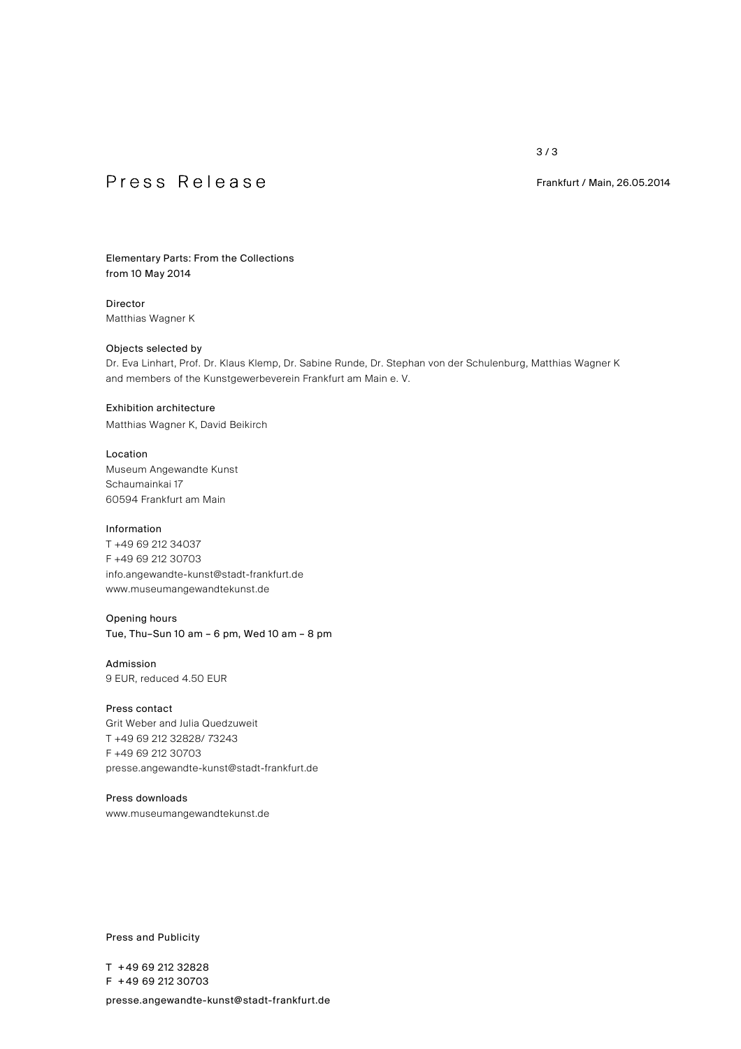# Press Release

Frankfurt / Main, 26.05.2014

Elementary Parts: From the Collections
from 10 May 2014

Director
Matthias Wagner K

Objects selected by
Dr. Eva Linhart, Prof. Dr. Klaus Klemp, Dr. Sabine Runde, Dr. Stephan von der Schulenburg, Matthias Wagner K and members of the Kunstgewerbeverein Frankfurt am Main e. V.

Exhibition architecture
Matthias Wagner K, David Beikirch

Location
Museum Angewandte Kunst
Schaumainkai 17
60594 Frankfurt am Main

Information
T +49 69 212 34037
F +49 69 212 30703
info.angewandte-kunst@stadt-frankfurt.de
www.museumangewandtekunst.de

Opening hours
Tue, Thu–Sun 10 am – 6 pm, Wed 10 am – 8 pm

Admission
9 EUR, reduced 4.50 EUR

Press contact
Grit Weber and Julia Quedzuweit
T +49 69 212 32828/ 73243
F +49 69 212 30703
presse.angewandte-kunst@stadt-frankfurt.de

Press downloads
www.museumangewandtekunst.de

Press and Publicity

T +49 69 212 32828
F +49 69 212 30703
presse.angewandte-kunst@stadt-frankfurt.de